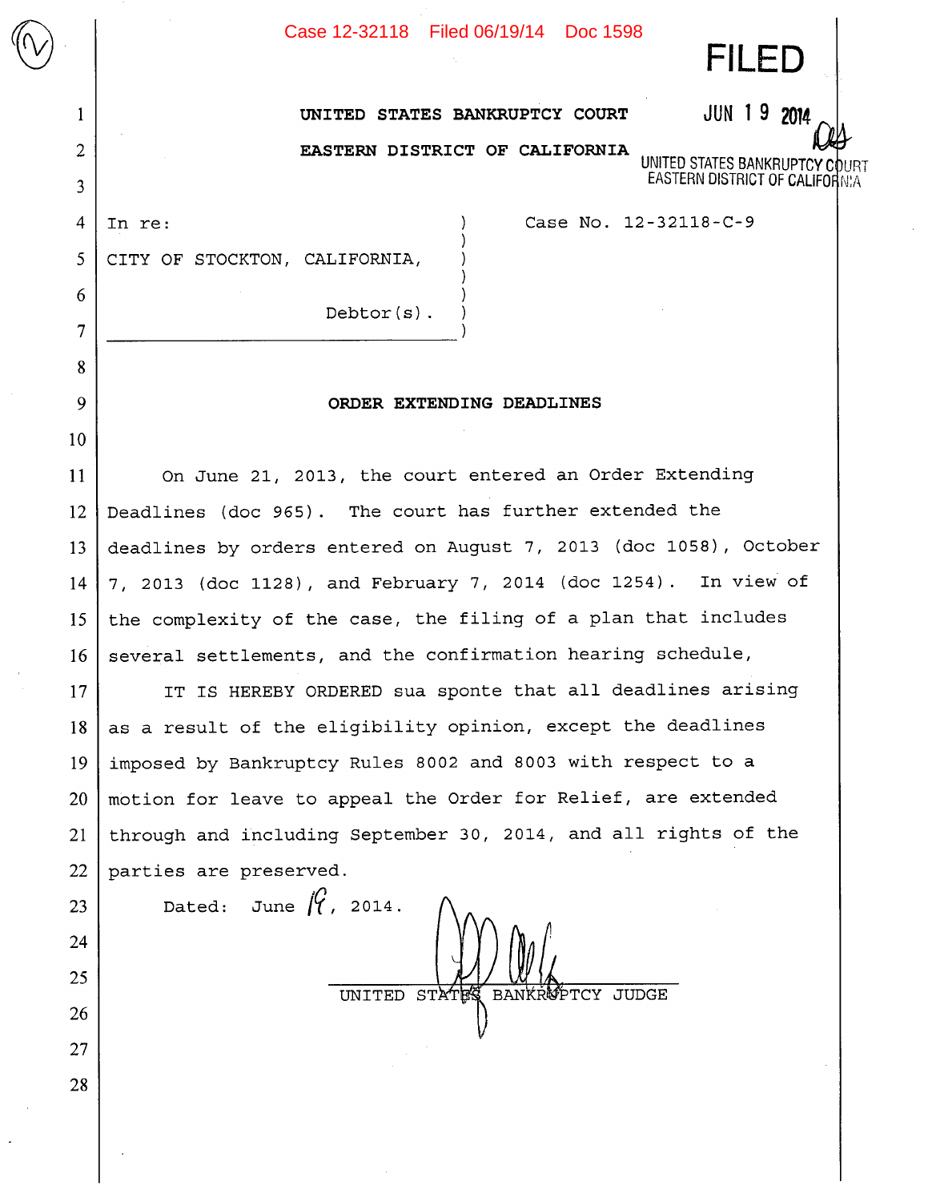Case 12-32118 Filed 06/19/14 Doc 1598

FILED

JUN 19 2014

UNITED STATES BANKRUPTCY COURT
EASTERN DISTRICT OF CALIFORNIA

**UNITED STATES BANKRUPTCY COURT**

**EASTERN DISTRICT OF CALIFORNIA**

In re:

CITY OF STOCKTON, CALIFORNIA,

Debtor(s).

Case No. 12-32118-C-9

**ORDER EXTENDING DEADLINES**

On June 21, 2013, the court entered an Order Extending Deadlines (doc 965). The court has further extended the deadlines by orders entered on August 7, 2013 (doc 1058), October 7, 2013 (doc 1128), and February 7, 2014 (doc 1254). In view of the complexity of the case, the filing of a plan that includes several settlements, and the confirmation hearing schedule,

IT IS HEREBY ORDERED sua sponte that all deadlines arising as a result of the eligibility opinion, except the deadlines imposed by Bankruptcy Rules 8002 and 8003 with respect to a motion for leave to appeal the Order for Relief, are extended through and including September 30, 2014, and all rights of the parties are preserved.

Dated: June 19, 2014.

UNITED STATES BANKRUPTCY JUDGE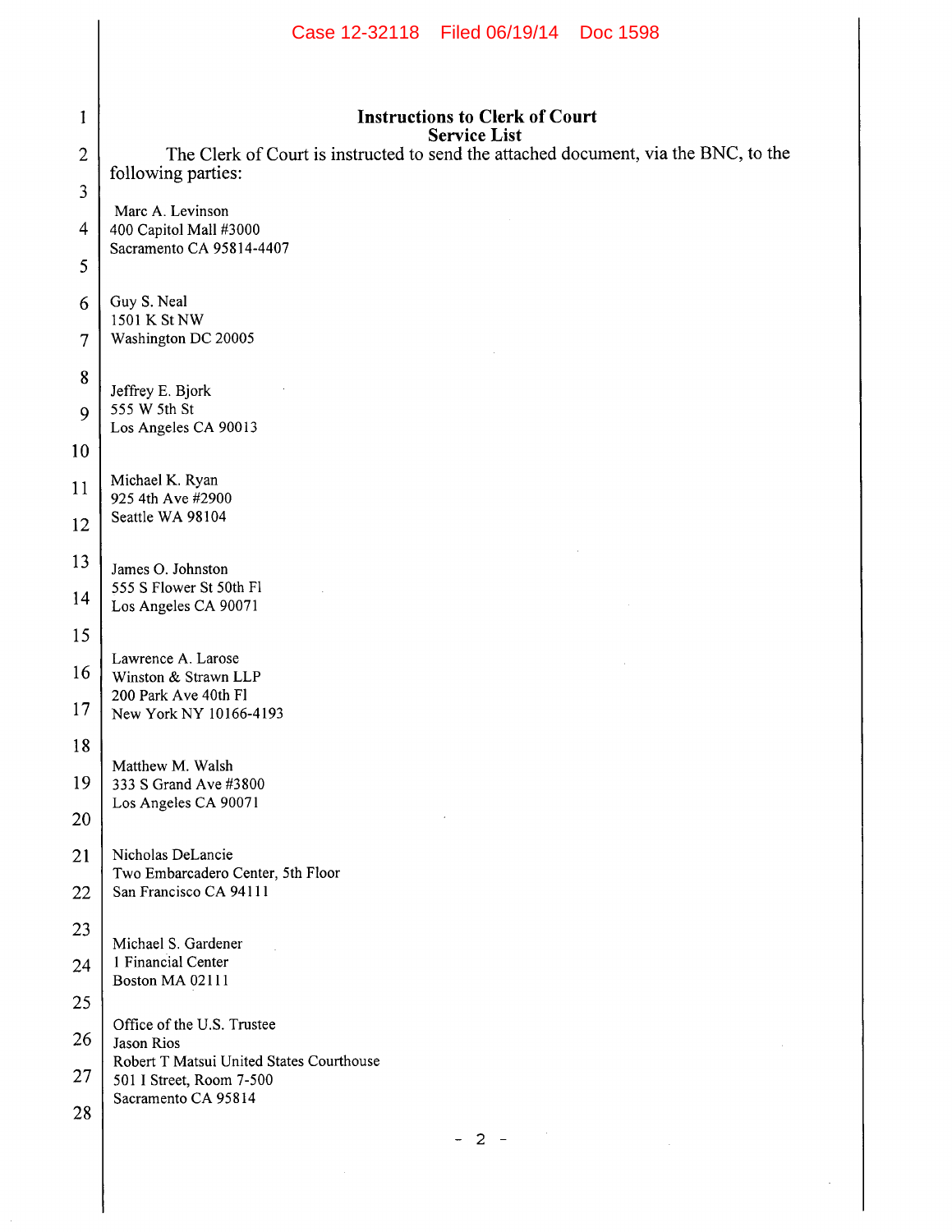**Instructions to Clerk of Court**
**Service List**

The Clerk of Court is instructed to send the attached document, via the BNC, to the following parties:

Marc A. Levinson
400 Capitol Mall #3000
Sacramento CA 95814-4407

Guy S. Neal
1501 K St NW
Washington DC 20005

Jeffrey E. Bjork
555 W 5th St
Los Angeles CA 90013

Michael K. Ryan
925 4th Ave #2900
Seattle WA 98104

James O. Johnston
555 S Flower St 50th Fl
Los Angeles CA 90071

Lawrence A. Larose
Winston & Strawn LLP
200 Park Ave 40th Fl
New York NY 10166-4193

Matthew M. Walsh
333 S Grand Ave #3800
Los Angeles CA 90071

Nicholas DeLancie
Two Embarcadero Center, 5th Floor
San Francisco CA 94111

Michael S. Gardener
1 Financial Center
Boston MA 02111

Office of the U.S. Trustee
Jason Rios
Robert T Matsui United States Courthouse
501 I Street, Room 7-500
Sacramento CA 95814